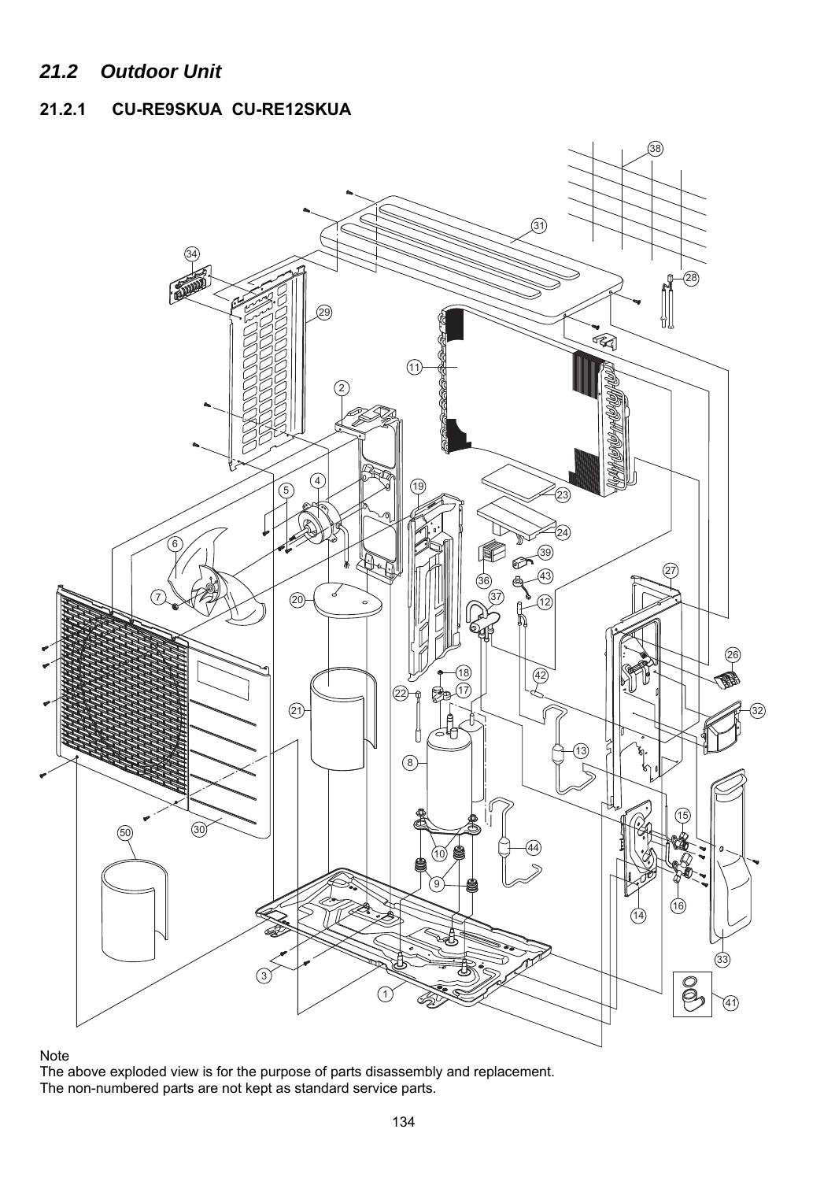## *21.2 Outdoor Unit*

### 21.2.1 CU-RE9SKUA CU-RE12SKUA

Note
The above exploded view is for the purpose of parts disassembly and replacement.
The non-numbered parts are not kept as standard service parts.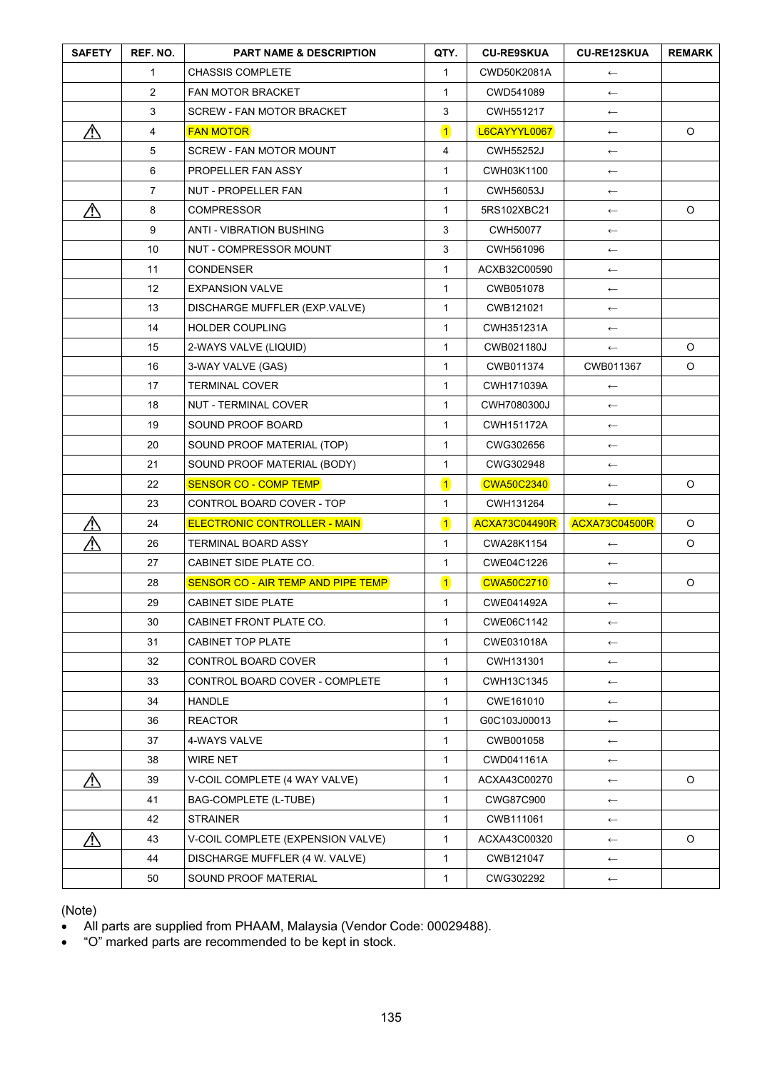| SAFETY | REF. NO. | PART NAME & DESCRIPTION | QTY. | CU-RE9SKUA | CU-RE12SKUA | REMARK |
|---|---|---|---|---|---|---|
| | 1 | CHASSIS COMPLETE | 1 | CWD50K2081A | ← | |
| | 2 | FAN MOTOR BRACKET | 1 | CWD541089 | ← | |
| | 3 | SCREW - FAN MOTOR BRACKET | 3 | CWH551217 | ← | |
| ⚠ | 4 | FAN MOTOR | 1 | L6CAYYYL0067 | ← | O |
| | 5 | SCREW - FAN MOTOR MOUNT | 4 | CWH55252J | ← | |
| | 6 | PROPELLER FAN ASSY | 1 | CWH03K1100 | ← | |
| | 7 | NUT - PROPELLER FAN | 1 | CWH56053J | ← | |
| ⚠ | 8 | COMPRESSOR | 1 | 5RS102XBC21 | ← | O |
| | 9 | ANTI - VIBRATION BUSHING | 3 | CWH50077 | ← | |
| | 10 | NUT - COMPRESSOR MOUNT | 3 | CWH561096 | ← | |
| | 11 | CONDENSER | 1 | ACXB32C00590 | ← | |
| | 12 | EXPANSION VALVE | 1 | CWB051078 | ← | |
| | 13 | DISCHARGE MUFFLER (EXP.VALVE) | 1 | CWB121021 | ← | |
| | 14 | HOLDER COUPLING | 1 | CWH351231A | ← | |
| | 15 | 2-WAYS VALVE (LIQUID) | 1 | CWB021180J | ← | O |
| | 16 | 3-WAY VALVE (GAS) | 1 | CWB011374 | CWB011367 | O |
| | 17 | TERMINAL COVER | 1 | CWH171039A | ← | |
| | 18 | NUT - TERMINAL COVER | 1 | CWH7080300J | ← | |
| | 19 | SOUND PROOF BOARD | 1 | CWH151172A | ← | |
| | 20 | SOUND PROOF MATERIAL (TOP) | 1 | CWG302656 | ← | |
| | 21 | SOUND PROOF MATERIAL (BODY) | 1 | CWG302948 | ← | |
| | 22 | SENSOR CO - COMP TEMP | 1 | CWA50C2340 | ← | O |
| | 23 | CONTROL BOARD COVER - TOP | 1 | CWH131264 | ← | |
| ⚠ | 24 | ELECTRONIC CONTROLLER - MAIN | 1 | ACXA73C04490R | ACXA73C04500R | O |
| ⚠ | 26 | TERMINAL BOARD ASSY | 1 | CWA28K1154 | ← | O |
| | 27 | CABINET SIDE PLATE CO. | 1 | CWE04C1226 | ← | |
| | 28 | SENSOR CO - AIR TEMP AND PIPE TEMP | 1 | CWA50C2710 | ← | O |
| | 29 | CABINET SIDE PLATE | 1 | CWE041492A | ← | |
| | 30 | CABINET FRONT PLATE CO. | 1 | CWE06C1142 | ← | |
| | 31 | CABINET TOP PLATE | 1 | CWE031018A | ← | |
| | 32 | CONTROL BOARD COVER | 1 | CWH131301 | ← | |
| | 33 | CONTROL BOARD COVER - COMPLETE | 1 | CWH13C1345 | ← | |
| | 34 | HANDLE | 1 | CWE161010 | ← | |
| | 36 | REACTOR | 1 | G0C103J00013 | ← | |
| | 37 | 4-WAYS VALVE | 1 | CWB001058 | ← | |
| | 38 | WIRE NET | 1 | CWD041161A | ← | |
| ⚠ | 39 | V-COIL COMPLETE (4 WAY VALVE) | 1 | ACXA43C00270 | ← | O |
| | 41 | BAG-COMPLETE (L-TUBE) | 1 | CWG87C900 | ← | |
| | 42 | STRAINER | 1 | CWB111061 | ← | |
| ⚠ | 43 | V-COIL COMPLETE (EXPENSION VALVE) | 1 | ACXA43C00320 | ← | O |
| | 44 | DISCHARGE MUFFLER (4 W. VALVE) | 1 | CWB121047 | ← | |
| | 50 | SOUND PROOF MATERIAL | 1 | CWG302292 | ← | |

(Note)

- All parts are supplied from PHAAM, Malaysia (Vendor Code: 00029488).
- "O" marked parts are recommended to be kept in stock.